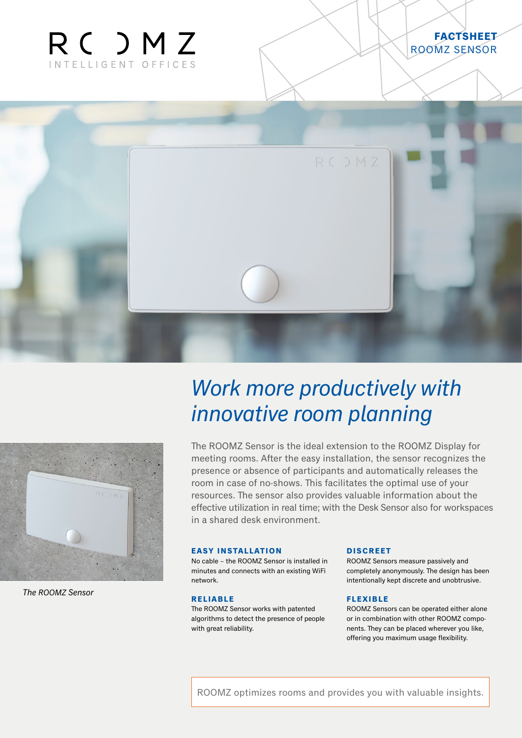# ROOMZ

INTELLIGENT OFFICES

**FACTSHEET**
ROOMZ SENSOR

*The ROOMZ Sensor*

## *Work more productively with innovative room planning*

The ROOMZ Sensor is the ideal extension to the ROOMZ Display for meeting rooms. After the easy installation, the sensor recognizes the presence or absence of participants and automatically releases the room in case of no-shows. This facilitates the optimal use of your resources. The sensor also provides valuable information about the effective utilization in real time; with the Desk Sensor also for workspaces in a shared desk environment.

### EASY INSTALLATION

No cable – the ROOMZ Sensor is installed in minutes and connects with an existing WiFi network.

### RELIABLE

The ROOMZ Sensor works with patented algorithms to detect the presence of people with great reliability.

### DISCREET

ROOMZ Sensors measure passively and completely anonymously. The design has been intentionally kept discrete and unobtrusive.

### FLEXIBLE

ROOMZ Sensors can be operated either alone or in combination with other ROOMZ components. They can be placed wherever you like, offering you maximum usage flexibility.

ROOMZ optimizes rooms and provides you with valuable insights.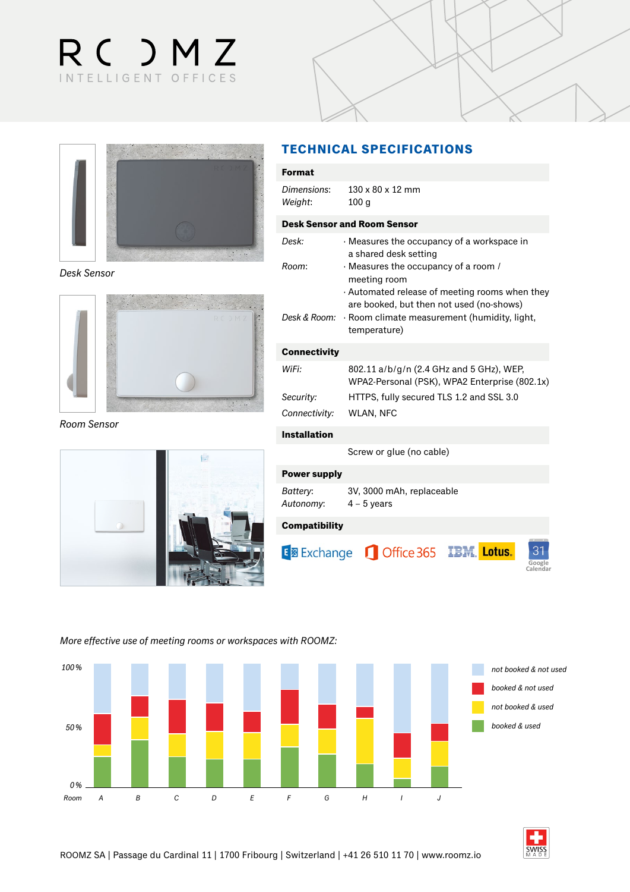# ROOMZ

INTELLIGENT OFFICES

Desk Sensor

Room Sensor

## TECHNICAL SPECIFICATIONS

### Format

| | |
|---|---|
| *Dimensions:* | 130 x 80 x 12 mm |
| *Weight:* | 100 g |

### Desk Sensor and Room Sensor

| | |
|---|---|
| *Desk:* | · Measures the occupancy of a workspace in a shared desk setting |
| *Room:* | · Measures the occupancy of a room / meeting room<br>· Automated release of meeting rooms when they are booked, but then not used (no-shows) |
| *Desk & Room:* | · Room climate measurement (humidity, light, temperature) |

### Connectivity

| | |
|---|---|
| *WiFi:* | 802.11 a/b/g/n (2.4 GHz and 5 GHz), WEP, WPA2-Personal (PSK), WPA2 Enterprise (802.1x) |
| *Security:* | HTTPS, fully secured TLS 1.2 and SSL 3.0 |
| *Connectivity:* | WLAN, NFC |

### Installation

Screw or glue (no cable)

### Power supply

| | |
|---|---|
| *Battery:* | 3V, 3000 mAh, replaceable |
| *Autonomy:* | 4 – 5 years |

### Compatibility

Exchange | Office 365 | IBM Lotus. | 31 Google Calendar

*More effective use of meeting rooms or workspaces with ROOMZ:*

100 %
50 %
0 %
Room A B C D E F G H I J

not booked & not used
booked & not used
not booked & used
booked & used

ROOMZ SA | Passage du Cardinal 11 | 1700 Fribourg | Switzerland | +41 26 510 11 70 | www.roomz.io

SWISS MADE